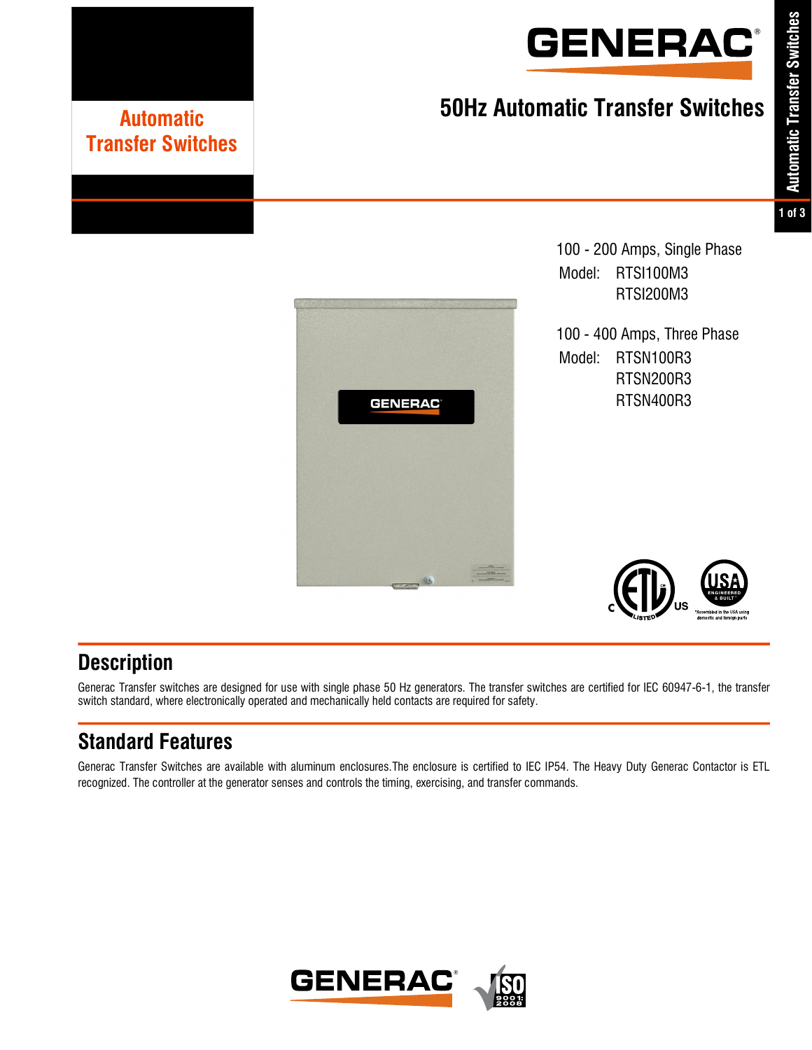# Automatic Transfer Switches

## 50Hz Automatic Transfer Switches

100 - 200 Amps, Single Phase

Model: RTSI100M3
RTSI200M3

100 - 400 Amps, Three Phase

Model: RTSN100R3
RTSN200R3
RTSN400R3

*Assembled in the USA using domestic and foreign parts

## Description

Generac Transfer switches are designed for use with single phase 50 Hz generators. The transfer switches are certified for IEC 60947-6-1, the transfer switch standard, where electronically operated and mechanically held contacts are required for safety.

## Standard Features

Generac Transfer Switches are available with aluminum enclosures.The enclosure is certified to IEC IP54. The Heavy Duty Generac Contactor is ETL recognized. The controller at the generator senses and controls the timing, exercising, and transfer commands.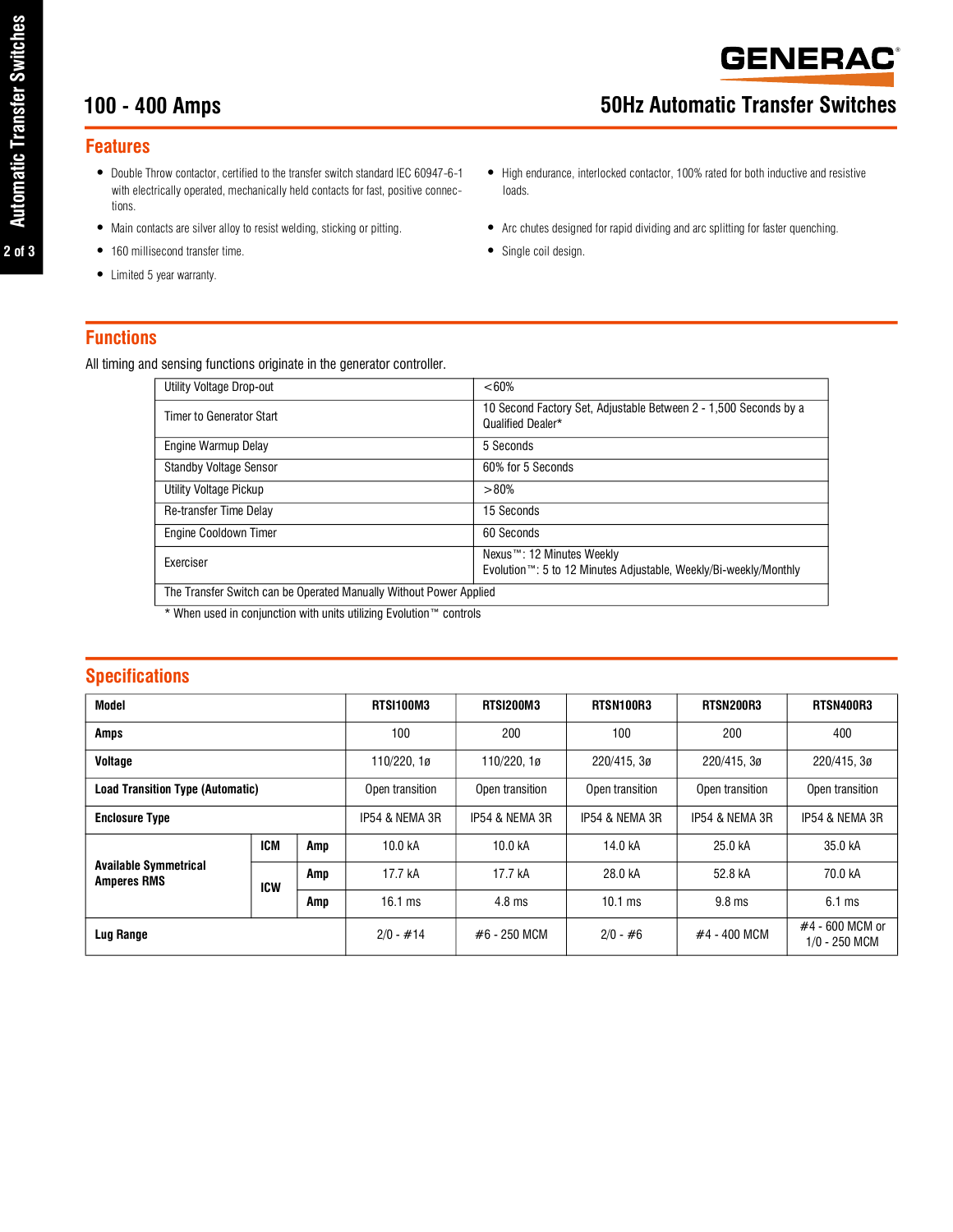# 100 - 400 Amps

# 50Hz Automatic Transfer Switches

## Features

- Double Throw contactor, certified to the transfer switch standard IEC 60947-6-1 with electrically operated, mechanically held contacts for fast, positive connections.
- Main contacts are silver alloy to resist welding, sticking or pitting.
- 160 millisecond transfer time.
- Limited 5 year warranty.
- High endurance, interlocked contactor, 100% rated for both inductive and resistive loads.
- Arc chutes designed for rapid dividing and arc splitting for faster quenching.
- Single coil design.

## Functions

All timing and sensing functions originate in the generator controller.

| | |
|---|---|
| Utility Voltage Drop-out | <60% |
| Timer to Generator Start | 10 Second Factory Set, Adjustable Between 2 - 1,500 Seconds by a Qualified Dealer* |
| Engine Warmup Delay | 5 Seconds |
| Standby Voltage Sensor | 60% for 5 Seconds |
| Utility Voltage Pickup | >80% |
| Re-transfer Time Delay | 15 Seconds |
| Engine Cooldown Timer | 60 Seconds |
| Exerciser | Nexus™: 12 Minutes Weekly<br>Evolution™: 5 to 12 Minutes Adjustable, Weekly/Bi-weekly/Monthly |
| The Transfer Switch can be Operated Manually Without Power Applied | |

* When used in conjunction with units utilizing Evolution™ controls

## Specifications

| Model | | | RTSI100M3 | RTSI200M3 | RTSN100R3 | RTSN200R3 | RTSN400R3 |
|---|---|---|---|---|---|---|---|
| **Amps** | | | 100 | 200 | 100 | 200 | 400 |
| **Voltage** | | | 110/220, 1ø | 110/220, 1ø | 220/415, 3ø | 220/415, 3ø | 220/415, 3ø |
| **Load Transition Type (Automatic)** | | | Open transition | Open transition | Open transition | Open transition | Open transition |
| **Enclosure Type** | | | IP54 & NEMA 3R | IP54 & NEMA 3R | IP54 & NEMA 3R | IP54 & NEMA 3R | IP54 & NEMA 3R |
| **Available Symmetrical Amperes RMS** | **ICM** | **Amp** | 10.0 kA | 10.0 kA | 14.0 kA | 25.0 kA | 35.0 kA |
| | **ICW** | **Amp** | 17.7 kA | 17.7 kA | 28.0 kA | 52.8 kA | 70.0 kA |
| | | **Amp** | 16.1 ms | 4.8 ms | 10.1 ms | 9.8 ms | 6.1 ms |
| **Lug Range** | | | 2/0 - #14 | #6 - 250 MCM | 2/0 - #6 | #4 - 400 MCM | #4 - 600 MCM or 1/0 - 250 MCM |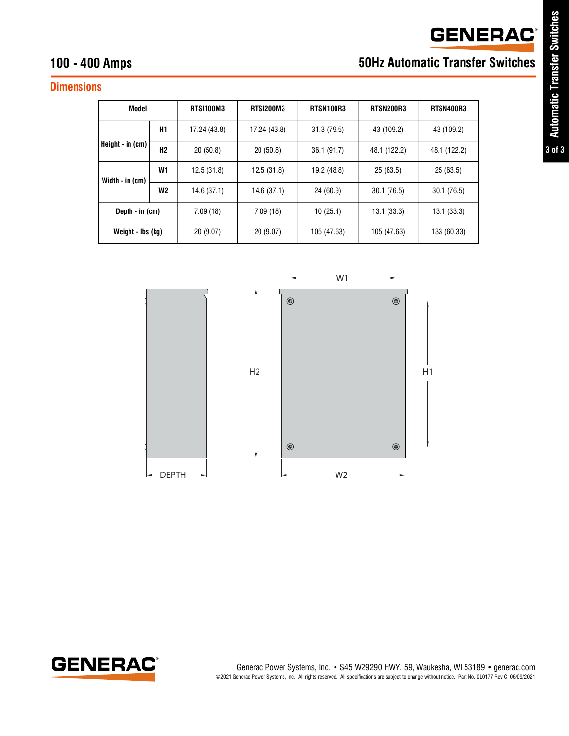## 100 - 400 Amps

## 50Hz Automatic Transfer Switches

### Dimensions

| Model | | RTSI100M3 | RTSI200M3 | RTSN100R3 | RTSN200R3 | RTSN400R3 |
|---|---|---|---|---|---|---|
| Height - in (cm) | H1 | 17.24 (43.8) | 17.24 (43.8) | 31.3 (79.5) | 43 (109.2) | 43 (109.2) |
| | H2 | 20 (50.8) | 20 (50.8) | 36.1 (91.7) | 48.1 (122.2) | 48.1 (122.2) |
| Width - in (cm) | W1 | 12.5 (31.8) | 12.5 (31.8) | 19.2 (48.8) | 25 (63.5) | 25 (63.5) |
| | W2 | 14.6 (37.1) | 14.6 (37.1) | 24 (60.9) | 30.1 (76.5) | 30.1 (76.5) |
| Depth - in (cm) | | 7.09 (18) | 7.09 (18) | 10 (25.4) | 13.1 (33.3) | 13.1 (33.3) |
| Weight - lbs (kg) | | 20 (9.07) | 20 (9.07) | 105 (47.63) | 105 (47.63) | 133 (60.33) |

W1

H2

H1

DEPTH

W2

Generac Power Systems, Inc. • S45 W29290 HWY. 59, Waukesha, WI 53189 • generac.com

©2021 Generac Power Systems, Inc. All rights reserved. All specifications are subject to change without notice. Part No. 0L0177 Rev C 06/09/2021